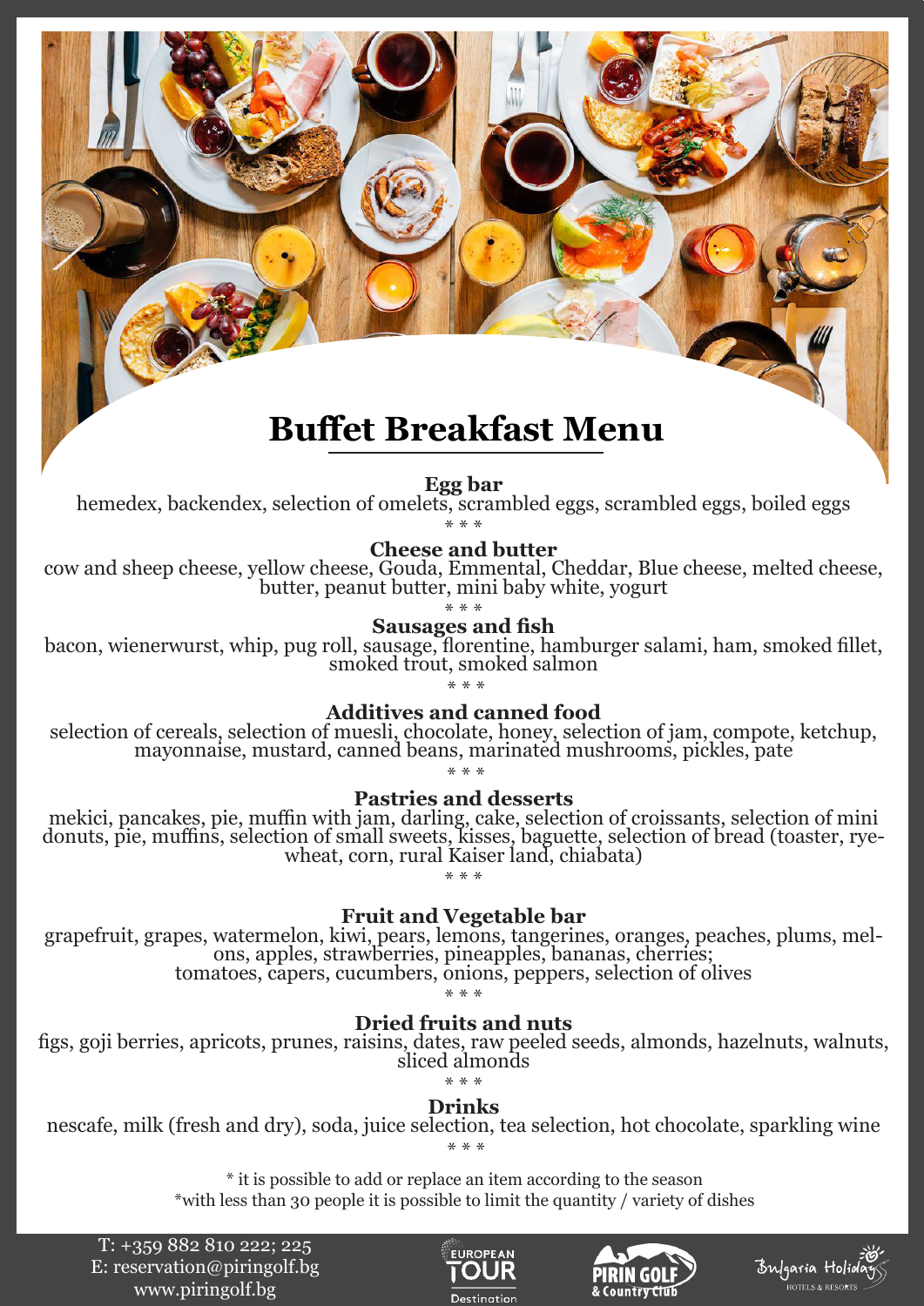# Buffet Breakfast Menu

**Egg bar**

hemedex, backendex, selection of omelets, scrambled eggs, scrambled eggs, boiled eggs

* * *

**Cheese and butter**

cow and sheep cheese, yellow cheese, Gouda, Emmental, Cheddar, Blue cheese, melted cheese, butter, peanut butter, mini baby white, yogurt

* * *

**Sausages and fish**

bacon, wienerwurst, whip, pug roll, sausage, florentine, hamburger salami, ham, smoked fillet, smoked trout, smoked salmon

* * *

**Additives and canned food**

selection of cereals, selection of muesli, chocolate, honey, selection of jam, compote, ketchup, mayonnaise, mustard, canned beans, marinated mushrooms, pickles, pate

* * *

**Pastries and desserts**

mekici, pancakes, pie, muffin with jam, darling, cake, selection of croissants, selection of mini donuts, pie, muffins, selection of small sweets, kisses, baguette, selection of bread (toaster, rye-wheat, corn, rural Kaiser land, chiabata)

* * *

**Fruit and Vegetable bar**

grapefruit, grapes, watermelon, kiwi, pears, lemons, tangerines, oranges, peaches, plums, melons, apples, strawberries, pineapples, bananas, cherries;
tomatoes, capers, cucumbers, onions, peppers, selection of olives

* * *

**Dried fruits and nuts**

figs, goji berries, apricots, prunes, raisins, dates, raw peeled seeds, almonds, hazelnuts, walnuts, sliced almonds

* * *

**Drinks**

nescafe, milk (fresh and dry), soda, juice selection, tea selection, hot chocolate, sparkling wine

* * *

* it is possible to add or replace an item according to the season
*with less than 30 people it is possible to limit the quantity / variety of dishes

T: +359 882 810 222; 225
E: reservation@piringolf.bg
www.piringolf.bg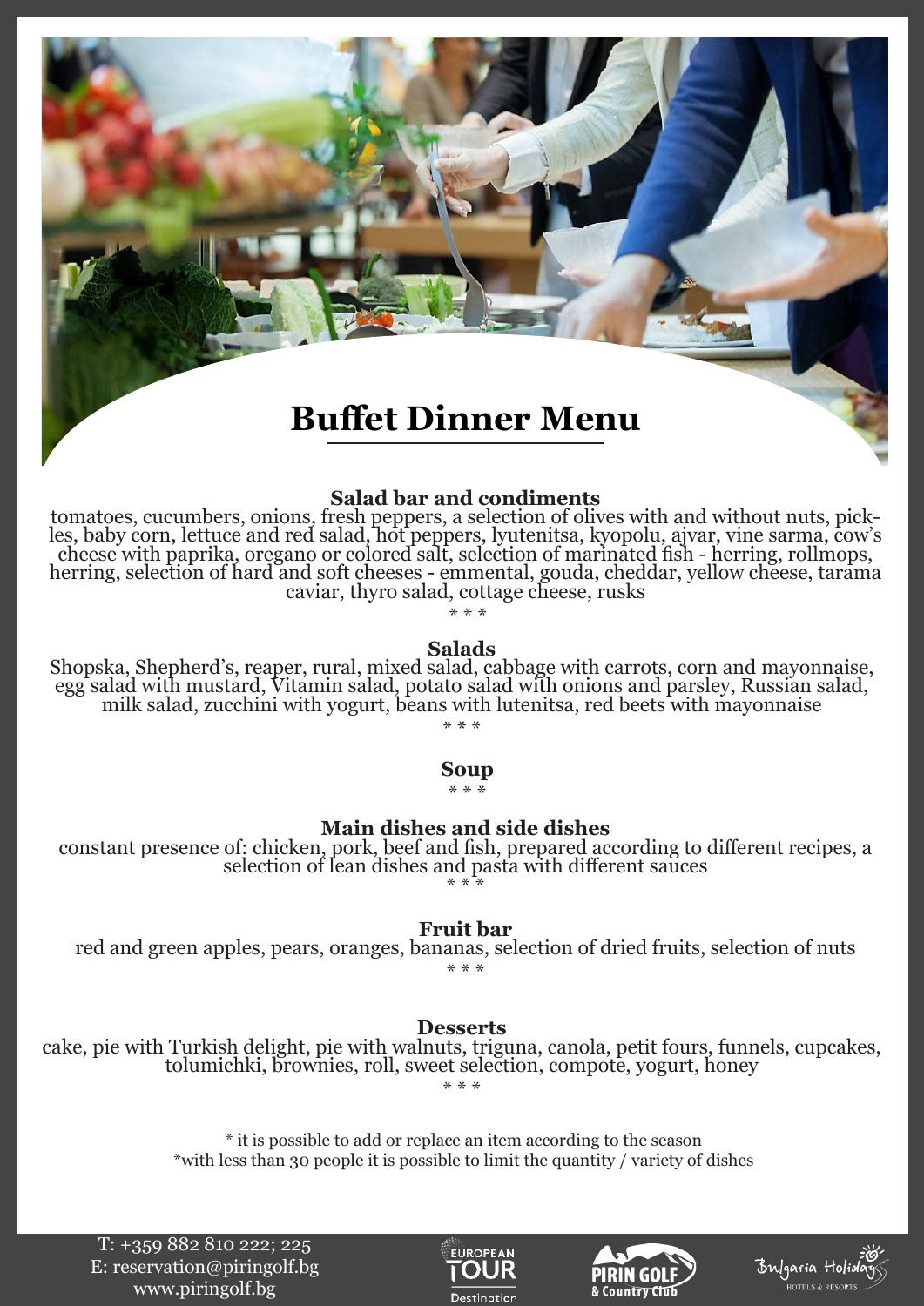# Buffet Dinner Menu

## Salad bar and condiments

tomatoes, cucumbers, onions, fresh peppers, a selection of olives with and without nuts, pickles, baby corn, lettuce and red salad, hot peppers, lyutenitsa, kyopolu, ajvar, vine sarma, cow's cheese with paprika, oregano or colored salt, selection of marinated fish - herring, rollmops, herring, selection of hard and soft cheeses - emmental, gouda, cheddar, yellow cheese, tarama caviar, thyro salad, cottage cheese, rusks

* * *

## Salads

Shopska, Shepherd's, reaper, rural, mixed salad, cabbage with carrots, corn and mayonnaise, egg salad with mustard, Vitamin salad, potato salad with onions and parsley, Russian salad, milk salad, zucchini with yogurt, beans with lutenitsa, red beets with mayonnaise

* * *

## Soup

* * *

## Main dishes and side dishes

constant presence of: chicken, pork, beef and fish, prepared according to different recipes, a selection of lean dishes and pasta with different sauces

* * *

## Fruit bar

red and green apples, pears, oranges, bananas, selection of dried fruits, selection of nuts

* * *

## Desserts

cake, pie with Turkish delight, pie with walnuts, triguna, canola, petit fours, funnels, cupcakes, tolumichki, brownies, roll, sweet selection, compote, yogurt, honey

* * *

* it is possible to add or replace an item according to the season
*with less than 30 people it is possible to limit the quantity / variety of dishes

T: +359 882 810 222; 225
E: reservation@piringolf.bg
www.piringolf.bg